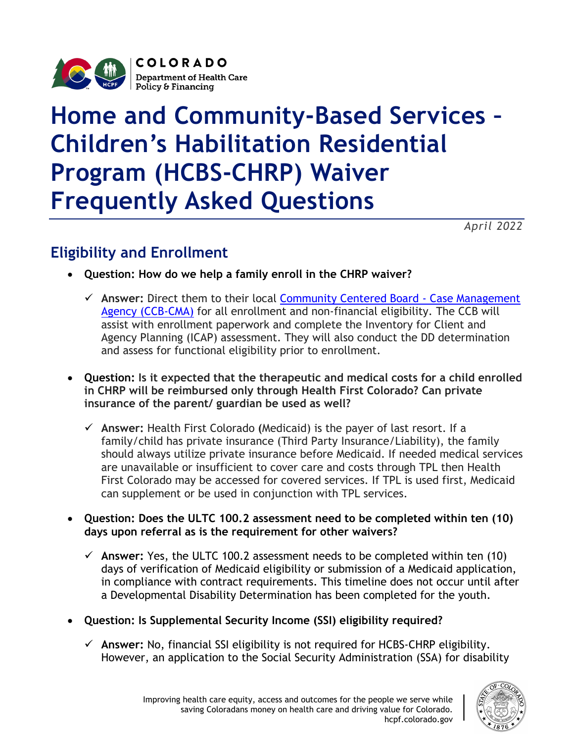COLORADO
Department of Health Care Policy & Financing

# Home and Community-Based Services – Children's Habilitation Residential Program (HCBS-CHRP) Waiver Frequently Asked Questions

*April 2022*

## Eligibility and Enrollment

- **Question: How do we help a family enroll in the CHRP waiver?**
  - ✓ **Answer:** Direct them to their local [Community Centered Board - Case Management Agency (CCB-CMA)](#) for all enrollment and non-financial eligibility. The CCB will assist with enrollment paperwork and complete the Inventory for Client and Agency Planning (ICAP) assessment. They will also conduct the DD determination and assess for functional eligibility prior to enrollment.

- **Question: Is it expected that the therapeutic and medical costs for a child enrolled in CHRP will be reimbursed only through Health First Colorado? Can private insurance of the parent/ guardian be used as well?**
  - ✓ **Answer:** Health First Colorado (Medicaid) is the payer of last resort. If a family/child has private insurance (Third Party Insurance/Liability), the family should always utilize private insurance before Medicaid. If needed medical services are unavailable or insufficient to cover care and costs through TPL then Health First Colorado may be accessed for covered services. If TPL is used first, Medicaid can supplement or be used in conjunction with TPL services.

- **Question: Does the ULTC 100.2 assessment need to be completed within ten (10) days upon referral as is the requirement for other waivers?**
  - ✓ **Answer:** Yes, the ULTC 100.2 assessment needs to be completed within ten (10) days of verification of Medicaid eligibility or submission of a Medicaid application, in compliance with contract requirements. This timeline does not occur until after a Developmental Disability Determination has been completed for the youth.

- **Question: Is Supplemental Security Income (SSI) eligibility required?**
  - ✓ **Answer:** No, financial SSI eligibility is not required for HCBS-CHRP eligibility. However, an application to the Social Security Administration (SSA) for disability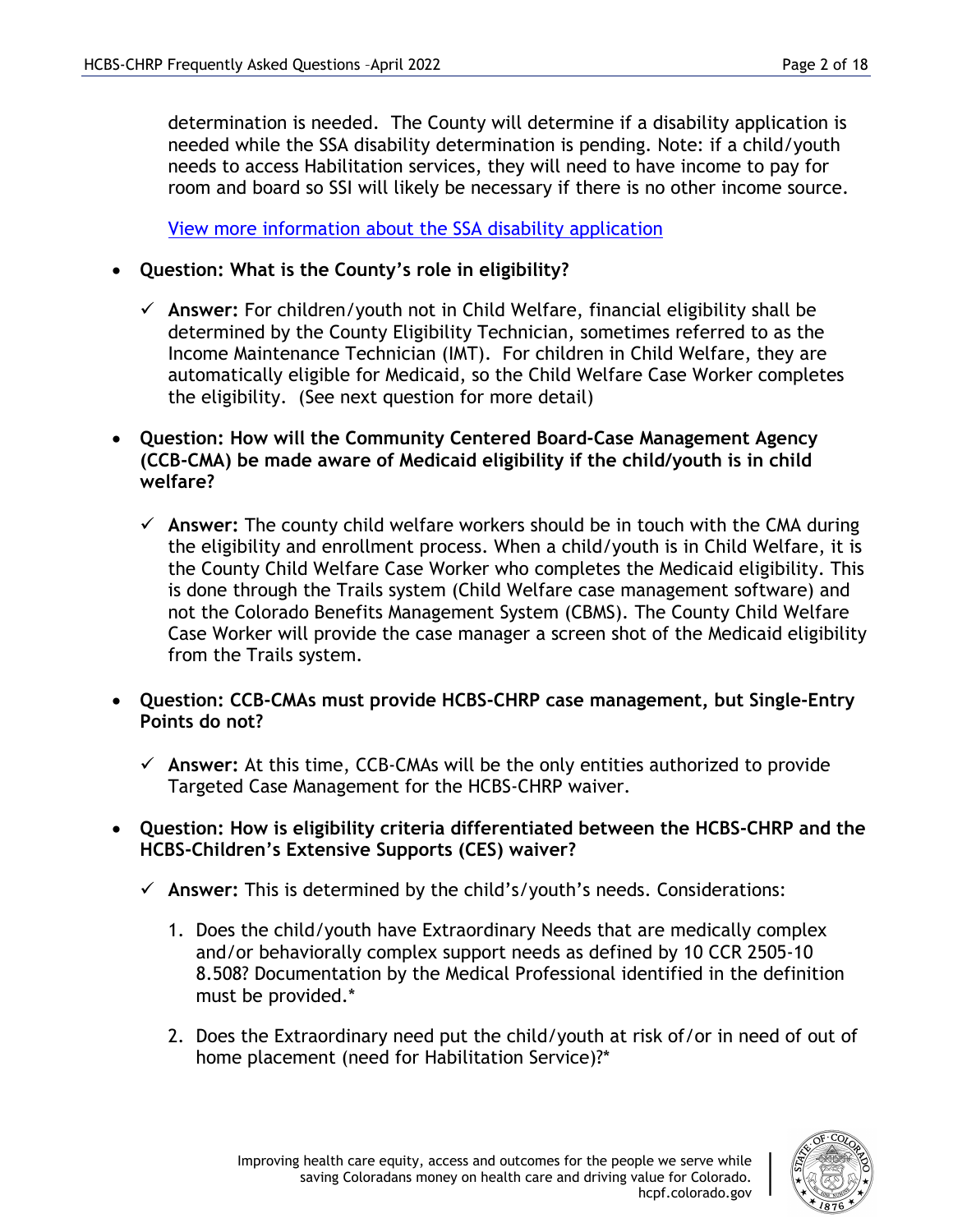determination is needed. The County will determine if a disability application is needed while the SSA disability determination is pending. Note: if a child/youth needs to access Habilitation services, they will need to have income to pay for room and board so SSI will likely be necessary if there is no other income source.

[View more information about the SSA disability application]

- **Question: What is the County's role in eligibility?**

  - ✓ **Answer:** For children/youth not in Child Welfare, financial eligibility shall be determined by the County Eligibility Technician, sometimes referred to as the Income Maintenance Technician (IMT). For children in Child Welfare, they are automatically eligible for Medicaid, so the Child Welfare Case Worker completes the eligibility. (See next question for more detail)

- **Question: How will the Community Centered Board-Case Management Agency (CCB-CMA) be made aware of Medicaid eligibility if the child/youth is in child welfare?**

  - ✓ **Answer:** The county child welfare workers should be in touch with the CMA during the eligibility and enrollment process. When a child/youth is in Child Welfare, it is the County Child Welfare Case Worker who completes the Medicaid eligibility. This is done through the Trails system (Child Welfare case management software) and not the Colorado Benefits Management System (CBMS). The County Child Welfare Case Worker will provide the case manager a screen shot of the Medicaid eligibility from the Trails system.

- **Question: CCB-CMAs must provide HCBS-CHRP case management, but Single-Entry Points do not?**

  - ✓ **Answer:** At this time, CCB-CMAs will be the only entities authorized to provide Targeted Case Management for the HCBS-CHRP waiver.

- **Question: How is eligibility criteria differentiated between the HCBS-CHRP and the HCBS-Children's Extensive Supports (CES) waiver?**

  - ✓ **Answer:** This is determined by the child's/youth's needs. Considerations:

    1. Does the child/youth have Extraordinary Needs that are medically complex and/or behaviorally complex support needs as defined by 10 CCR 2505-10 8.508? Documentation by the Medical Professional identified in the definition must be provided.*
    2. Does the Extraordinary need put the child/youth at risk of/or in need of out of home placement (need for Habilitation Service)?*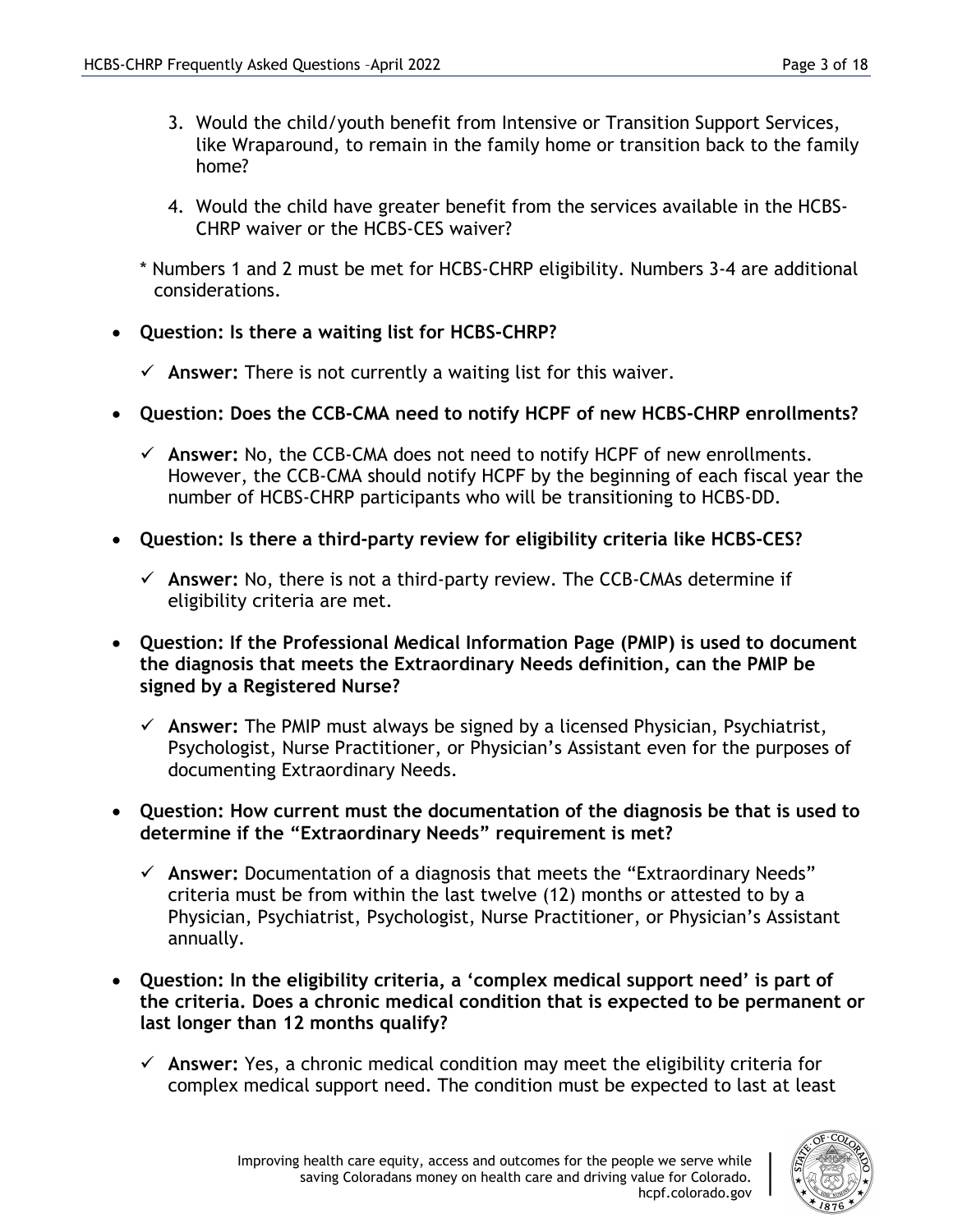3. Would the child/youth benefit from Intensive or Transition Support Services, like Wraparound, to remain in the family home or transition back to the family home?

4. Would the child have greater benefit from the services available in the HCBS-CHRP waiver or the HCBS-CES waiver?

\* Numbers 1 and 2 must be met for HCBS-CHRP eligibility. Numbers 3-4 are additional considerations.

- **Question: Is there a waiting list for HCBS-CHRP?**
  - ✓ **Answer:** There is not currently a waiting list for this waiver.

- **Question: Does the CCB-CMA need to notify HCPF of new HCBS-CHRP enrollments?**
  - ✓ **Answer:** No, the CCB-CMA does not need to notify HCPF of new enrollments. However, the CCB-CMA should notify HCPF by the beginning of each fiscal year the number of HCBS-CHRP participants who will be transitioning to HCBS-DD.

- **Question: Is there a third-party review for eligibility criteria like HCBS-CES?**
  - ✓ **Answer:** No, there is not a third-party review. The CCB-CMAs determine if eligibility criteria are met.

- **Question: If the Professional Medical Information Page (PMIP) is used to document the diagnosis that meets the Extraordinary Needs definition, can the PMIP be signed by a Registered Nurse?**
  - ✓ **Answer:** The PMIP must always be signed by a licensed Physician, Psychiatrist, Psychologist, Nurse Practitioner, or Physician's Assistant even for the purposes of documenting Extraordinary Needs.

- **Question: How current must the documentation of the diagnosis be that is used to determine if the "Extraordinary Needs" requirement is met?**
  - ✓ **Answer:** Documentation of a diagnosis that meets the "Extraordinary Needs" criteria must be from within the last twelve (12) months or attested to by a Physician, Psychiatrist, Psychologist, Nurse Practitioner, or Physician's Assistant annually.

- **Question: In the eligibility criteria, a 'complex medical support need' is part of the criteria. Does a chronic medical condition that is expected to be permanent or last longer than 12 months qualify?**
  - ✓ **Answer:** Yes, a chronic medical condition may meet the eligibility criteria for complex medical support need. The condition must be expected to last at least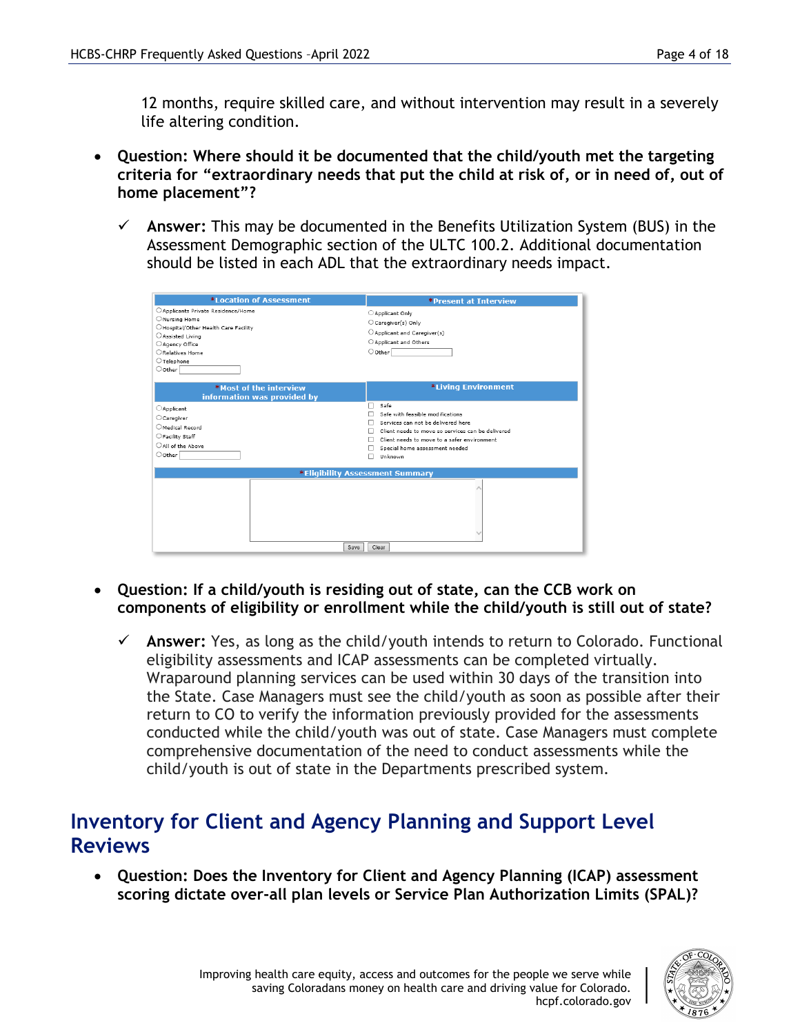12 months, require skilled care, and without intervention may result in a severely life altering condition.

- **Question: Where should it be documented that the child/youth met the targeting criteria for "extraordinary needs that put the child at risk of, or in need of, out of home placement"?**

  - ✓ **Answer:** This may be documented in the Benefits Utilization System (BUS) in the Assessment Demographic section of the ULTC 100.2. Additional documentation should be listed in each ADL that the extraordinary needs impact.

| *Location of Assessment | *Present at Interview |
|---|---|
| ○ Applicants Private Residence/Home<br>○ Nursing Home<br>○ Hospital/Other Health Care Facility<br>○ Assisted Living<br>○ Agency Office<br>○ Relatives Home<br>○ Telephone<br>○ Other | ○ Applicant Only<br>○ Caregiver(s) Only<br>○ Applicant and Caregiver(s)<br>○ Applicant and Others<br>○ Other |
| **\*Most of the interview information was provided by** | **\*Living Environment** |
| ○ Applicant<br>○ Caregiver<br>○ Medical Record<br>○ Facility Staff<br>○ All of the Above<br>○ Other | ☐ Safe<br>☐ Safe with feasible modifications<br>☐ Services can not be delivered here<br>☐ Client needs to move so services can be delivered<br>☐ Client needs to move to a safer environment<br>☐ Special home assessment needed<br>☐ Unknown |
| **\*Eligibility Assessment Summary** | |
| Save / Clear | |

- **Question: If a child/youth is residing out of state, can the CCB work on components of eligibility or enrollment while the child/youth is still out of state?**

  - ✓ **Answer:** Yes, as long as the child/youth intends to return to Colorado. Functional eligibility assessments and ICAP assessments can be completed virtually. Wraparound planning services can be used within 30 days of the transition into the State. Case Managers must see the child/youth as soon as possible after their return to CO to verify the information previously provided for the assessments conducted while the child/youth was out of state. Case Managers must complete comprehensive documentation of the need to conduct assessments while the child/youth is out of state in the Departments prescribed system.

## Inventory for Client and Agency Planning and Support Level Reviews

- **Question: Does the Inventory for Client and Agency Planning (ICAP) assessment scoring dictate over-all plan levels or Service Plan Authorization Limits (SPAL)?**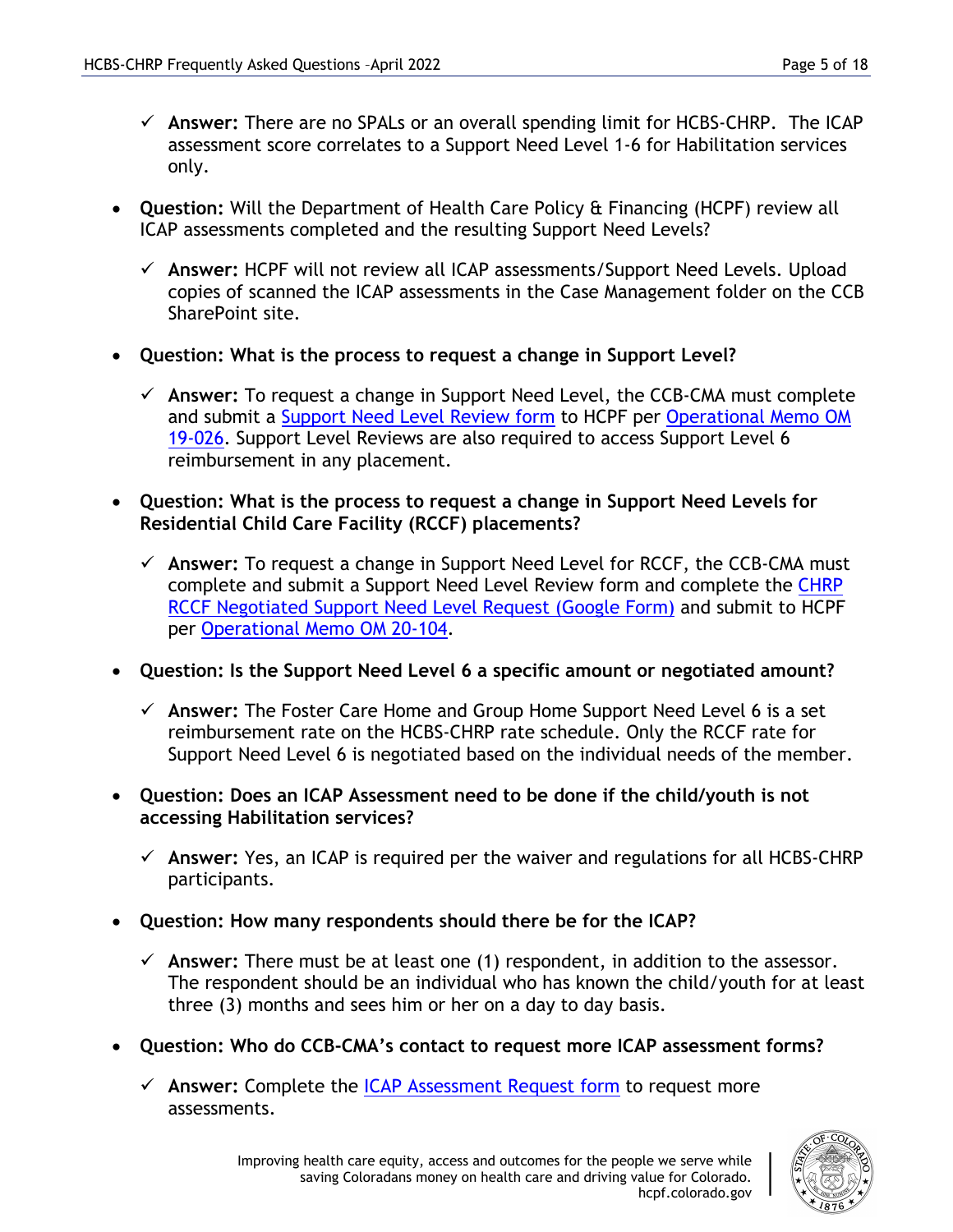- ✓ **Answer:** There are no SPALs or an overall spending limit for HCBS-CHRP. The ICAP assessment score correlates to a Support Need Level 1-6 for Habilitation services only.

- **Question:** Will the Department of Health Care Policy & Financing (HCPF) review all ICAP assessments completed and the resulting Support Need Levels?

  - ✓ **Answer:** HCPF will not review all ICAP assessments/Support Need Levels. Upload copies of scanned the ICAP assessments in the Case Management folder on the CCB SharePoint site.

- **Question: What is the process to request a change in Support Level?**

  - ✓ **Answer:** To request a change in Support Need Level, the CCB-CMA must complete and submit a Support Need Level Review form to HCPF per Operational Memo OM 19-026. Support Level Reviews are also required to access Support Level 6 reimbursement in any placement.

- **Question: What is the process to request a change in Support Need Levels for Residential Child Care Facility (RCCF) placements?**

  - ✓ **Answer:** To request a change in Support Need Level for RCCF, the CCB-CMA must complete and submit a Support Need Level Review form and complete the CHRP RCCF Negotiated Support Need Level Request (Google Form) and submit to HCPF per Operational Memo OM 20-104.

- **Question: Is the Support Need Level 6 a specific amount or negotiated amount?**

  - ✓ **Answer:** The Foster Care Home and Group Home Support Need Level 6 is a set reimbursement rate on the HCBS-CHRP rate schedule. Only the RCCF rate for Support Need Level 6 is negotiated based on the individual needs of the member.

- **Question: Does an ICAP Assessment need to be done if the child/youth is not accessing Habilitation services?**

  - ✓ **Answer:** Yes, an ICAP is required per the waiver and regulations for all HCBS-CHRP participants.

- **Question: How many respondents should there be for the ICAP?**

  - ✓ **Answer:** There must be at least one (1) respondent, in addition to the assessor. The respondent should be an individual who has known the child/youth for at least three (3) months and sees him or her on a day to day basis.

- **Question: Who do CCB-CMA's contact to request more ICAP assessment forms?**

  - ✓ **Answer:** Complete the ICAP Assessment Request form to request more assessments.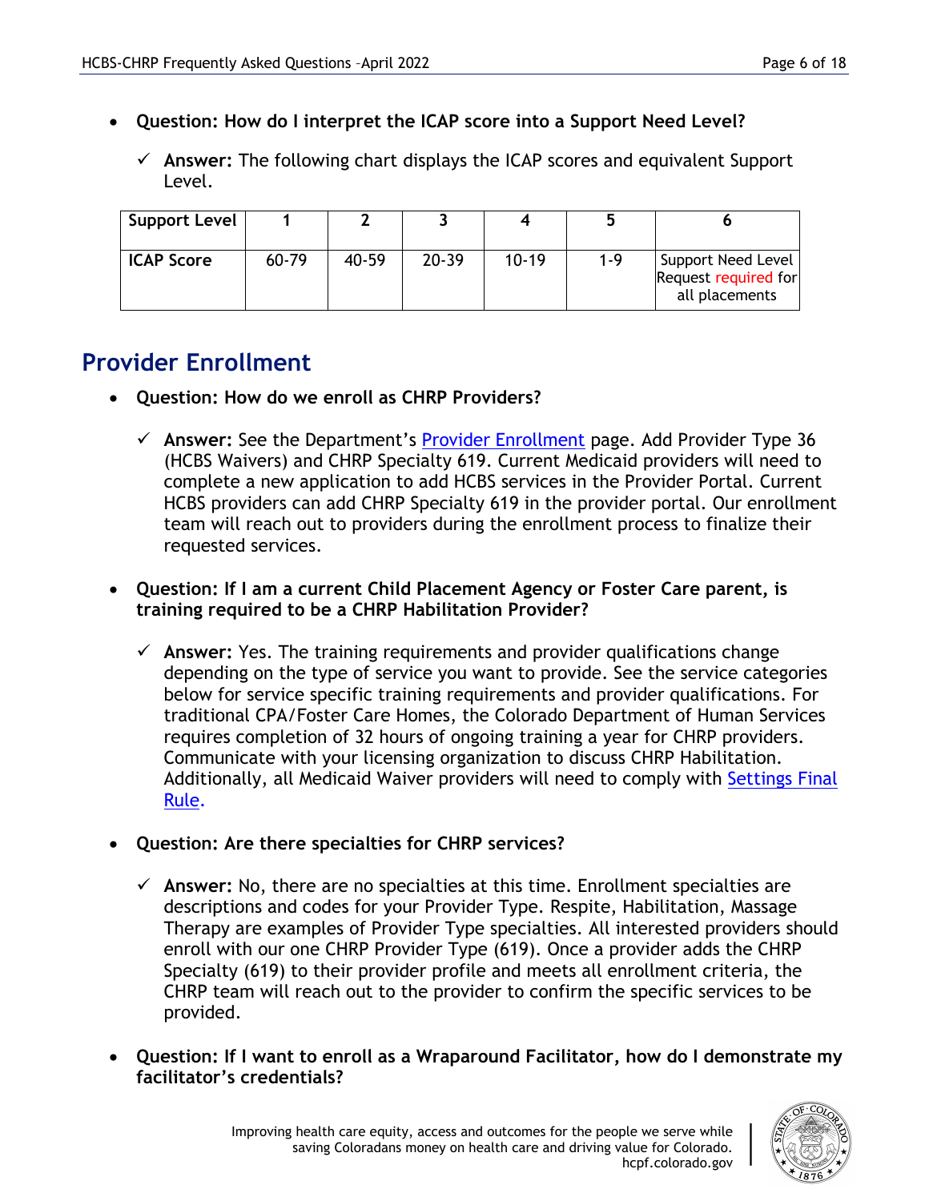- **Question: How do I interpret the ICAP score into a Support Need Level?**

  - ✓ **Answer:** The following chart displays the ICAP scores and equivalent Support Level.

| Support Level | 1 | 2 | 3 | 4 | 5 | 6 |
|---|---|---|---|---|---|---|
| ICAP Score | 60-79 | 40-59 | 20-39 | 10-19 | 1-9 | Support Need Level Request required for all placements |

## Provider Enrollment

- **Question: How do we enroll as CHRP Providers?**

  - ✓ **Answer:** See the Department's [Provider Enrollment]() page. Add Provider Type 36 (HCBS Waivers) and CHRP Specialty 619. Current Medicaid providers will need to complete a new application to add HCBS services in the Provider Portal. Current HCBS providers can add CHRP Specialty 619 in the provider portal. Our enrollment team will reach out to providers during the enrollment process to finalize their requested services.

- **Question: If I am a current Child Placement Agency or Foster Care parent, is training required to be a CHRP Habilitation Provider?**

  - ✓ **Answer:** Yes. The training requirements and provider qualifications change depending on the type of service you want to provide. See the service categories below for service specific training requirements and provider qualifications. For traditional CPA/Foster Care Homes, the Colorado Department of Human Services requires completion of 32 hours of ongoing training a year for CHRP providers. Communicate with your licensing organization to discuss CHRP Habilitation. Additionally, all Medicaid Waiver providers will need to comply with [Settings Final Rule]().

- **Question: Are there specialties for CHRP services?**

  - ✓ **Answer:** No, there are no specialties at this time. Enrollment specialties are descriptions and codes for your Provider Type. Respite, Habilitation, Massage Therapy are examples of Provider Type specialties. All interested providers should enroll with our one CHRP Provider Type (619). Once a provider adds the CHRP Specialty (619) to their provider profile and meets all enrollment criteria, the CHRP team will reach out to the provider to confirm the specific services to be provided.

- **Question: If I want to enroll as a Wraparound Facilitator, how do I demonstrate my facilitator's credentials?**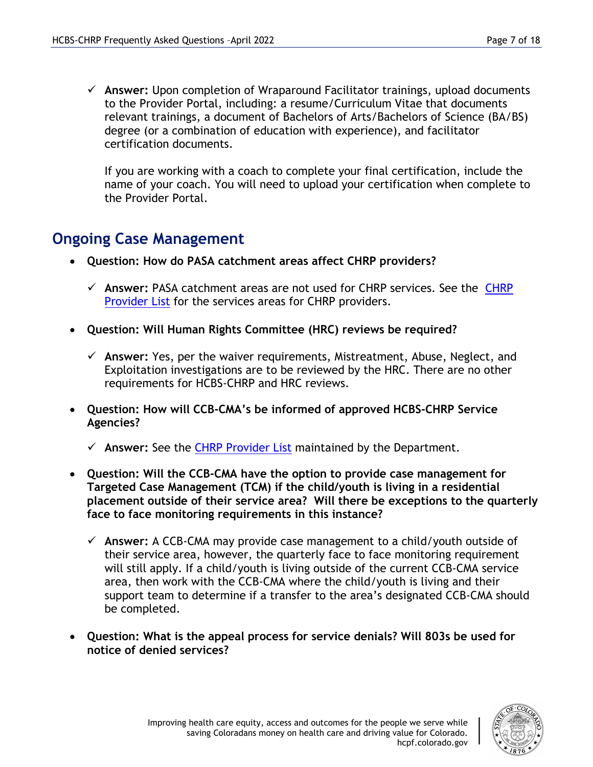- ✓ **Answer:** Upon completion of Wraparound Facilitator trainings, upload documents to the Provider Portal, including: a resume/Curriculum Vitae that documents relevant trainings, a document of Bachelors of Arts/Bachelors of Science (BA/BS) degree (or a combination of education with experience), and facilitator certification documents.

  If you are working with a coach to complete your final certification, include the name of your coach. You will need to upload your certification when complete to the Provider Portal.

## Ongoing Case Management

- **Question: How do PASA catchment areas affect CHRP providers?**
  - ✓ **Answer:** PASA catchment areas are not used for CHRP services. See the [CHRP Provider List]() for the services areas for CHRP providers.
- **Question: Will Human Rights Committee (HRC) reviews be required?**
  - ✓ **Answer:** Yes, per the waiver requirements, Mistreatment, Abuse, Neglect, and Exploitation investigations are to be reviewed by the HRC. There are no other requirements for HCBS-CHRP and HRC reviews.
- **Question: How will CCB-CMA's be informed of approved HCBS-CHRP Service Agencies?**
  - ✓ **Answer:** See the [CHRP Provider List]() maintained by the Department.
- **Question: Will the CCB-CMA have the option to provide case management for Targeted Case Management (TCM) if the child/youth is living in a residential placement outside of their service area? Will there be exceptions to the quarterly face to face monitoring requirements in this instance?**
  - ✓ **Answer:** A CCB-CMA may provide case management to a child/youth outside of their service area, however, the quarterly face to face monitoring requirement will still apply. If a child/youth is living outside of the current CCB-CMA service area, then work with the CCB-CMA where the child/youth is living and their support team to determine if a transfer to the area's designated CCB-CMA should be completed.
- **Question: What is the appeal process for service denials? Will 803s be used for notice of denied services?**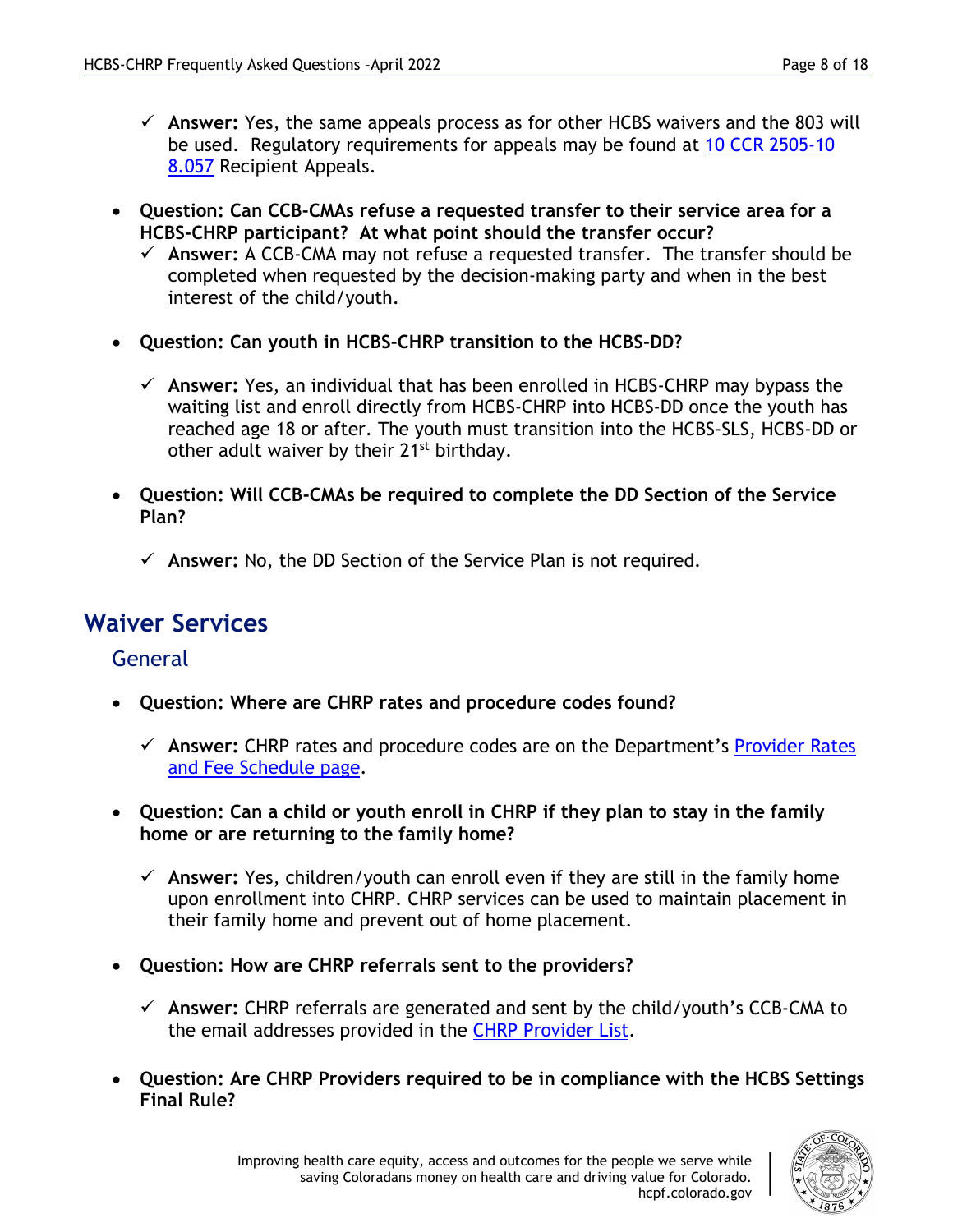- ✓ **Answer:** Yes, the same appeals process as for other HCBS waivers and the 803 will be used. Regulatory requirements for appeals may be found at [10 CCR 2505-10 8.057]() Recipient Appeals.

- **Question: Can CCB-CMAs refuse a requested transfer to their service area for a HCBS-CHRP participant? At what point should the transfer occur?**
  - ✓ **Answer:** A CCB-CMA may not refuse a requested transfer. The transfer should be completed when requested by the decision-making party and when in the best interest of the child/youth.

- **Question: Can youth in HCBS-CHRP transition to the HCBS-DD?**
  - ✓ **Answer:** Yes, an individual that has been enrolled in HCBS-CHRP may bypass the waiting list and enroll directly from HCBS-CHRP into HCBS-DD once the youth has reached age 18 or after. The youth must transition into the HCBS-SLS, HCBS-DD or other adult waiver by their 21st birthday.

- **Question: Will CCB-CMAs be required to complete the DD Section of the Service Plan?**
  - ✓ **Answer:** No, the DD Section of the Service Plan is not required.

## Waiver Services

### General

- **Question: Where are CHRP rates and procedure codes found?**
  - ✓ **Answer:** CHRP rates and procedure codes are on the Department's [Provider Rates and Fee Schedule page]().

- **Question: Can a child or youth enroll in CHRP if they plan to stay in the family home or are returning to the family home?**
  - ✓ **Answer:** Yes, children/youth can enroll even if they are still in the family home upon enrollment into CHRP. CHRP services can be used to maintain placement in their family home and prevent out of home placement.

- **Question: How are CHRP referrals sent to the providers?**
  - ✓ **Answer:** CHRP referrals are generated and sent by the child/youth's CCB-CMA to the email addresses provided in the [CHRP Provider List]().

- **Question: Are CHRP Providers required to be in compliance with the HCBS Settings Final Rule?**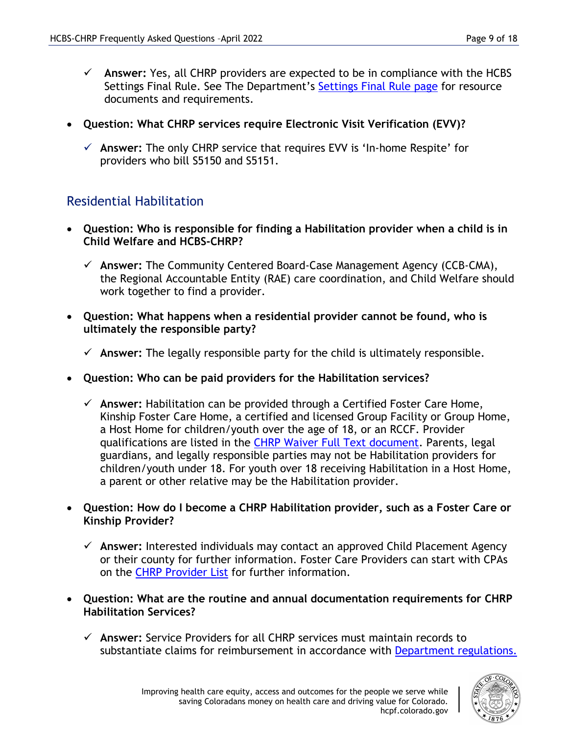- ✓ **Answer:** Yes, all CHRP providers are expected to be in compliance with the HCBS Settings Final Rule. See The Department's [Settings Final Rule page]() for resource documents and requirements.

- **Question: What CHRP services require Electronic Visit Verification (EVV)?**
  - ✓ **Answer:** The only CHRP service that requires EVV is 'In-home Respite' for providers who bill S5150 and S5151.

## Residential Habilitation

- **Question: Who is responsible for finding a Habilitation provider when a child is in Child Welfare and HCBS-CHRP?**
  - ✓ **Answer:** The Community Centered Board-Case Management Agency (CCB-CMA), the Regional Accountable Entity (RAE) care coordination, and Child Welfare should work together to find a provider.

- **Question: What happens when a residential provider cannot be found, who is ultimately the responsible party?**
  - ✓ **Answer:** The legally responsible party for the child is ultimately responsible.

- **Question: Who can be paid providers for the Habilitation services?**
  - ✓ **Answer:** Habilitation can be provided through a Certified Foster Care Home, Kinship Foster Care Home, a certified and licensed Group Facility or Group Home, a Host Home for children/youth over the age of 18, or an RCCF. Provider qualifications are listed in the [CHRP Waiver Full Text document](). Parents, legal guardians, and legally responsible parties may not be Habilitation providers for children/youth under 18. For youth over 18 receiving Habilitation in a Host Home, a parent or other relative may be the Habilitation provider.

- **Question: How do I become a CHRP Habilitation provider, such as a Foster Care or Kinship Provider?**
  - ✓ **Answer:** Interested individuals may contact an approved Child Placement Agency or their county for further information. Foster Care Providers can start with CPAs on the [CHRP Provider List]() for further information.

- **Question: What are the routine and annual documentation requirements for CHRP Habilitation Services?**
  - ✓ **Answer:** Service Providers for all CHRP services must maintain records to substantiate claims for reimbursement in accordance with [Department regulations.]()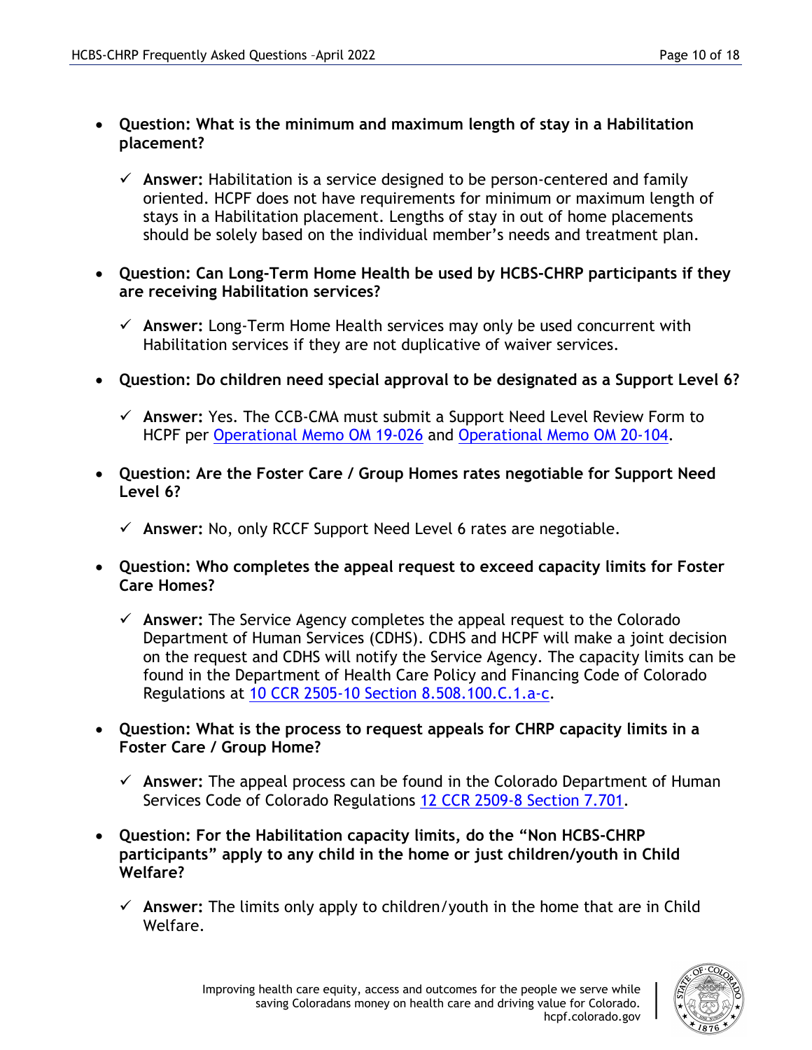- **Question: What is the minimum and maximum length of stay in a Habilitation placement?**

  - ✓ **Answer:** Habilitation is a service designed to be person-centered and family oriented. HCPF does not have requirements for minimum or maximum length of stays in a Habilitation placement. Lengths of stay in out of home placements should be solely based on the individual member's needs and treatment plan.

- **Question: Can Long-Term Home Health be used by HCBS-CHRP participants if they are receiving Habilitation services?**

  - ✓ **Answer:** Long-Term Home Health services may only be used concurrent with Habilitation services if they are not duplicative of waiver services.

- **Question: Do children need special approval to be designated as a Support Level 6?**

  - ✓ **Answer:** Yes. The CCB-CMA must submit a Support Need Level Review Form to HCPF per Operational Memo OM 19-026 and Operational Memo OM 20-104.

- **Question: Are the Foster Care / Group Homes rates negotiable for Support Need Level 6?**

  - ✓ **Answer:** No, only RCCF Support Need Level 6 rates are negotiable.

- **Question: Who completes the appeal request to exceed capacity limits for Foster Care Homes?**

  - ✓ **Answer:** The Service Agency completes the appeal request to the Colorado Department of Human Services (CDHS). CDHS and HCPF will make a joint decision on the request and CDHS will notify the Service Agency. The capacity limits can be found in the Department of Health Care Policy and Financing Code of Colorado Regulations at 10 CCR 2505-10 Section 8.508.100.C.1.a-c.

- **Question: What is the process to request appeals for CHRP capacity limits in a Foster Care / Group Home?**

  - ✓ **Answer:** The appeal process can be found in the Colorado Department of Human Services Code of Colorado Regulations 12 CCR 2509-8 Section 7.701.

- **Question: For the Habilitation capacity limits, do the "Non HCBS-CHRP participants" apply to any child in the home or just children/youth in Child Welfare?**

  - ✓ **Answer:** The limits only apply to children/youth in the home that are in Child Welfare.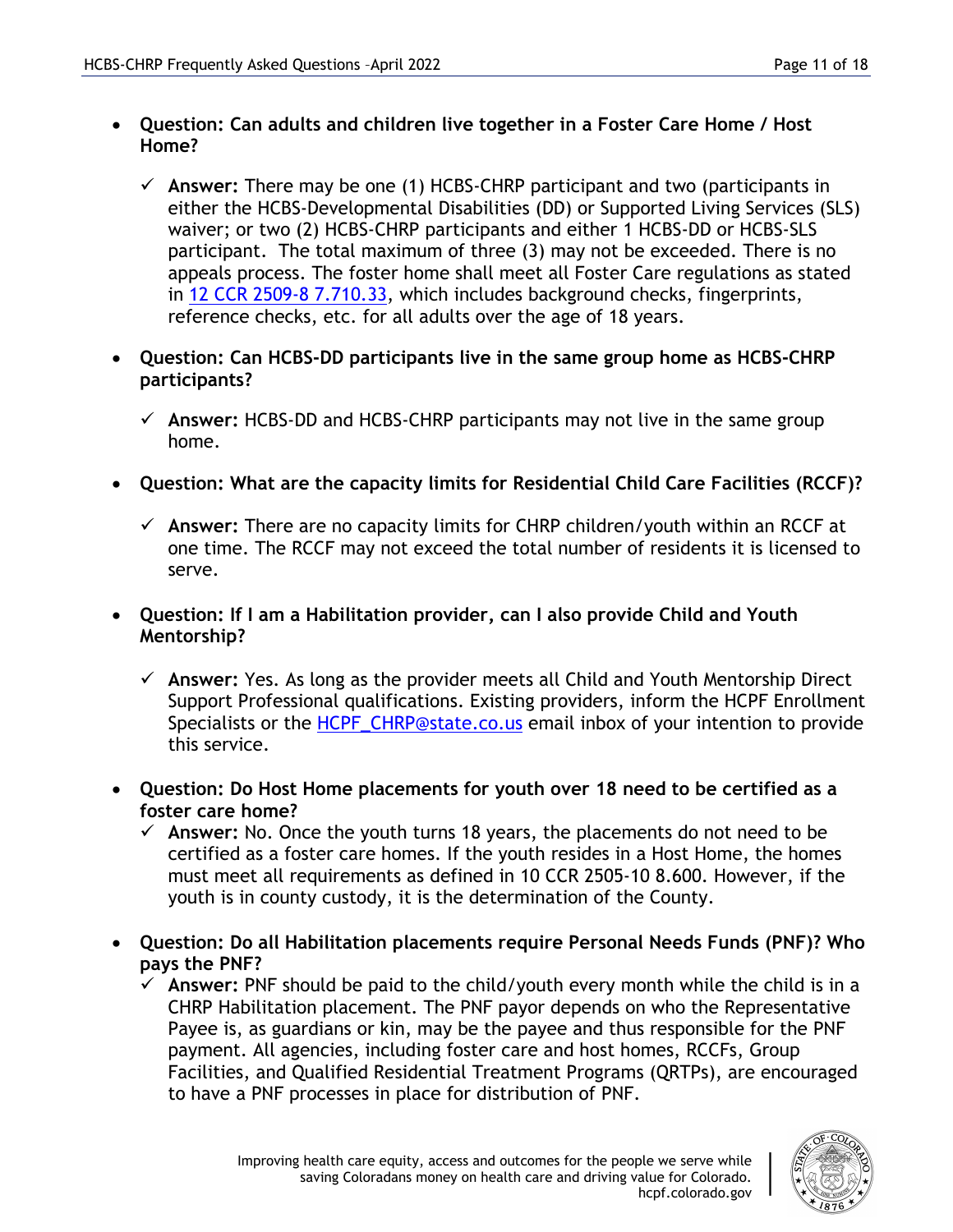- **Question: Can adults and children live together in a Foster Care Home / Host Home?**

  - ✓ **Answer:** There may be one (1) HCBS-CHRP participant and two (participants in either the HCBS-Developmental Disabilities (DD) or Supported Living Services (SLS) waiver; or two (2) HCBS-CHRP participants and either 1 HCBS-DD or HCBS-SLS participant. The total maximum of three (3) may not be exceeded. There is no appeals process. The foster home shall meet all Foster Care regulations as stated in [12 CCR 2509-8 7.710.33](), which includes background checks, fingerprints, reference checks, etc. for all adults over the age of 18 years.

- **Question: Can HCBS-DD participants live in the same group home as HCBS-CHRP participants?**

  - ✓ **Answer:** HCBS-DD and HCBS-CHRP participants may not live in the same group home.

- **Question: What are the capacity limits for Residential Child Care Facilities (RCCF)?**

  - ✓ **Answer:** There are no capacity limits for CHRP children/youth within an RCCF at one time. The RCCF may not exceed the total number of residents it is licensed to serve.

- **Question: If I am a Habilitation provider, can I also provide Child and Youth Mentorship?**

  - ✓ **Answer:** Yes. As long as the provider meets all Child and Youth Mentorship Direct Support Professional qualifications. Existing providers, inform the HCPF Enrollment Specialists or the [HCPF_CHRP@state.co.us](mailto:HCPF_CHRP@state.co.us) email inbox of your intention to provide this service.

- **Question: Do Host Home placements for youth over 18 need to be certified as a foster care home?**
  - ✓ **Answer:** No. Once the youth turns 18 years, the placements do not need to be certified as a foster care homes. If the youth resides in a Host Home, the homes must meet all requirements as defined in 10 CCR 2505-10 8.600. However, if the youth is in county custody, it is the determination of the County.

- **Question: Do all Habilitation placements require Personal Needs Funds (PNF)? Who pays the PNF?**
  - ✓ **Answer:** PNF should be paid to the child/youth every month while the child is in a CHRP Habilitation placement. The PNF payor depends on who the Representative Payee is, as guardians or kin, may be the payee and thus responsible for the PNF payment. All agencies, including foster care and host homes, RCCFs, Group Facilities, and Qualified Residential Treatment Programs (QRTPs), are encouraged to have a PNF processes in place for distribution of PNF.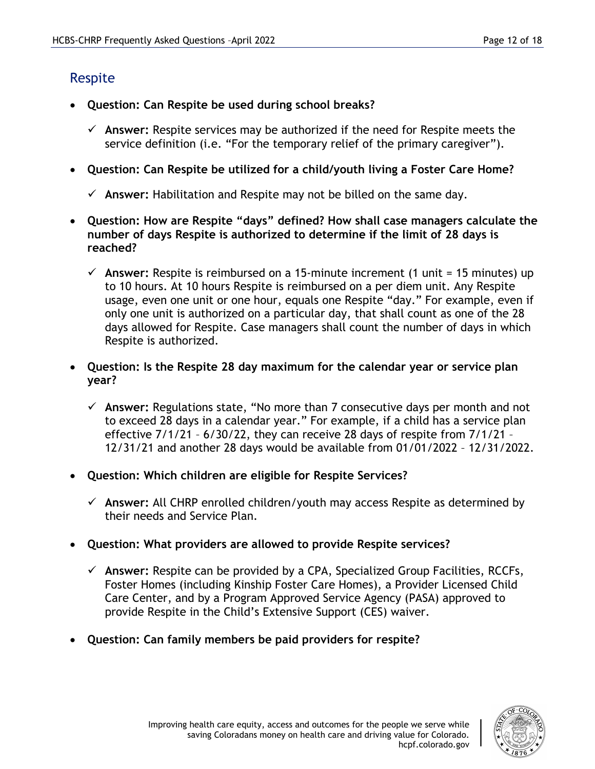## Respite

- **Question: Can Respite be used during school breaks?**
  - ✓ **Answer:** Respite services may be authorized if the need for Respite meets the service definition (i.e. "For the temporary relief of the primary caregiver").
- **Question: Can Respite be utilized for a child/youth living a Foster Care Home?**
  - ✓ **Answer:** Habilitation and Respite may not be billed on the same day.
- **Question: How are Respite "days" defined? How shall case managers calculate the number of days Respite is authorized to determine if the limit of 28 days is reached?**
  - ✓ **Answer:** Respite is reimbursed on a 15-minute increment (1 unit = 15 minutes) up to 10 hours. At 10 hours Respite is reimbursed on a per diem unit. Any Respite usage, even one unit or one hour, equals one Respite "day." For example, even if only one unit is authorized on a particular day, that shall count as one of the 28 days allowed for Respite. Case managers shall count the number of days in which Respite is authorized.
- **Question: Is the Respite 28 day maximum for the calendar year or service plan year?**
  - ✓ **Answer:** Regulations state, "No more than 7 consecutive days per month and not to exceed 28 days in a calendar year." For example, if a child has a service plan effective 7/1/21 – 6/30/22, they can receive 28 days of respite from 7/1/21 – 12/31/21 and another 28 days would be available from 01/01/2022 – 12/31/2022.
- **Question: Which children are eligible for Respite Services?**
  - ✓ **Answer:** All CHRP enrolled children/youth may access Respite as determined by their needs and Service Plan.
- **Question: What providers are allowed to provide Respite services?**
  - ✓ **Answer:** Respite can be provided by a CPA, Specialized Group Facilities, RCCFs, Foster Homes (including Kinship Foster Care Homes), a Provider Licensed Child Care Center, and by a Program Approved Service Agency (PASA) approved to provide Respite in the Child's Extensive Support (CES) waiver.
- **Question: Can family members be paid providers for respite?**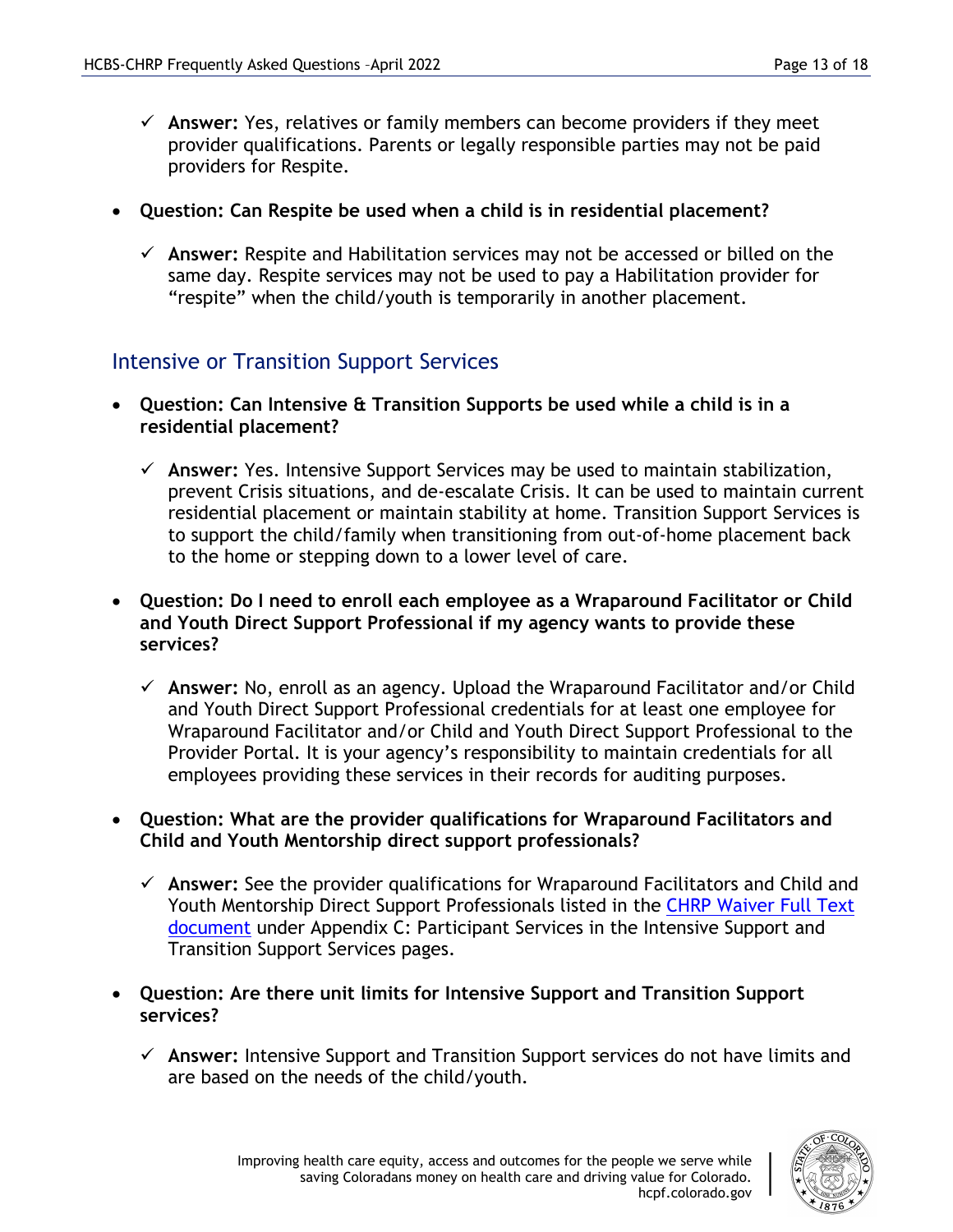- ✓ **Answer:** Yes, relatives or family members can become providers if they meet provider qualifications. Parents or legally responsible parties may not be paid providers for Respite.

- **Question: Can Respite be used when a child is in residential placement?**

  - ✓ **Answer:** Respite and Habilitation services may not be accessed or billed on the same day. Respite services may not be used to pay a Habilitation provider for "respite" when the child/youth is temporarily in another placement.

## Intensive or Transition Support Services

- **Question: Can Intensive & Transition Supports be used while a child is in a residential placement?**

  - ✓ **Answer:** Yes. Intensive Support Services may be used to maintain stabilization, prevent Crisis situations, and de-escalate Crisis. It can be used to maintain current residential placement or maintain stability at home. Transition Support Services is to support the child/family when transitioning from out-of-home placement back to the home or stepping down to a lower level of care.

- **Question: Do I need to enroll each employee as a Wraparound Facilitator or Child and Youth Direct Support Professional if my agency wants to provide these services?**

  - ✓ **Answer:** No, enroll as an agency. Upload the Wraparound Facilitator and/or Child and Youth Direct Support Professional credentials for at least one employee for Wraparound Facilitator and/or Child and Youth Direct Support Professional to the Provider Portal. It is your agency's responsibility to maintain credentials for all employees providing these services in their records for auditing purposes.

- **Question: What are the provider qualifications for Wraparound Facilitators and Child and Youth Mentorship direct support professionals?**

  - ✓ **Answer:** See the provider qualifications for Wraparound Facilitators and Child and Youth Mentorship Direct Support Professionals listed in the CHRP Waiver Full Text document under Appendix C: Participant Services in the Intensive Support and Transition Support Services pages.

- **Question: Are there unit limits for Intensive Support and Transition Support services?**

  - ✓ **Answer:** Intensive Support and Transition Support services do not have limits and are based on the needs of the child/youth.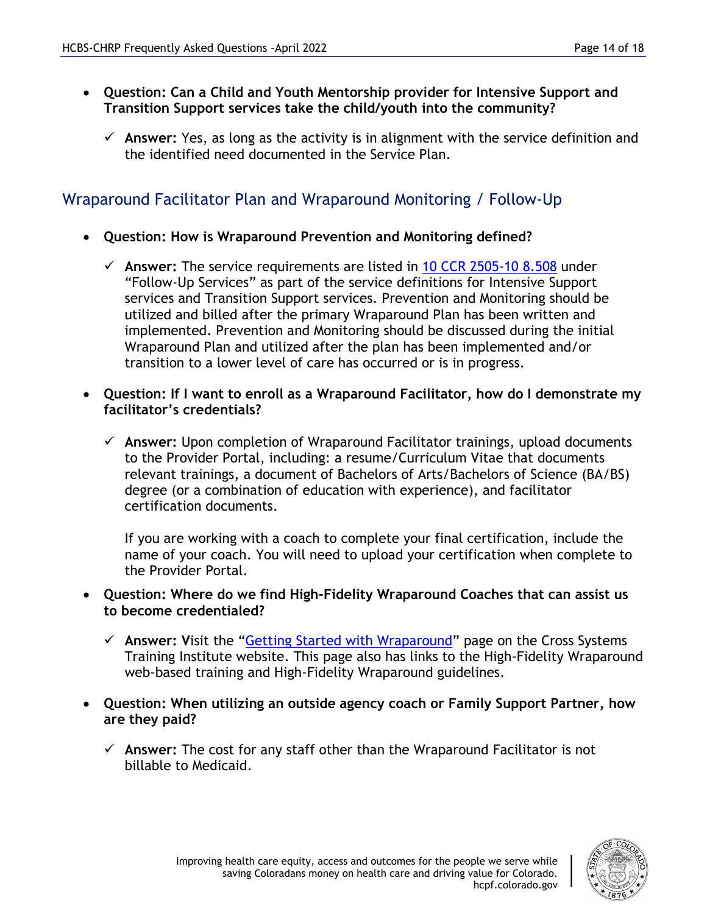- **Question: Can a Child and Youth Mentorship provider for Intensive Support and Transition Support services take the child/youth into the community?**
  - ✓ **Answer:** Yes, as long as the activity is in alignment with the service definition and the identified need documented in the Service Plan.

## Wraparound Facilitator Plan and Wraparound Monitoring / Follow-Up

- **Question: How is Wraparound Prevention and Monitoring defined?**
  - ✓ **Answer:** The service requirements are listed in [10 CCR 2505-10 8.508]() under “Follow-Up Services” as part of the service definitions for Intensive Support services and Transition Support services. Prevention and Monitoring should be utilized and billed after the primary Wraparound Plan has been written and implemented. Prevention and Monitoring should be discussed during the initial Wraparound Plan and utilized after the plan has been implemented and/or transition to a lower level of care has occurred or is in progress.
- **Question: If I want to enroll as a Wraparound Facilitator, how do I demonstrate my facilitator’s credentials?**
  - ✓ **Answer:** Upon completion of Wraparound Facilitator trainings, upload documents to the Provider Portal, including: a resume/Curriculum Vitae that documents relevant trainings, a document of Bachelors of Arts/Bachelors of Science (BA/BS) degree (or a combination of education with experience), and facilitator certification documents.

    If you are working with a coach to complete your final certification, include the name of your coach. You will need to upload your certification when complete to the Provider Portal.
- **Question: Where do we find High-Fidelity Wraparound Coaches that can assist us to become credentialed?**
  - ✓ **Answer: V**isit the “[Getting Started with Wraparound]()” page on the Cross Systems Training Institute website. This page also has links to the High-Fidelity Wraparound web-based training and High-Fidelity Wraparound guidelines.
- **Question: When utilizing an outside agency coach or Family Support Partner, how are they paid?**
  - ✓ **Answer:** The cost for any staff other than the Wraparound Facilitator is not billable to Medicaid.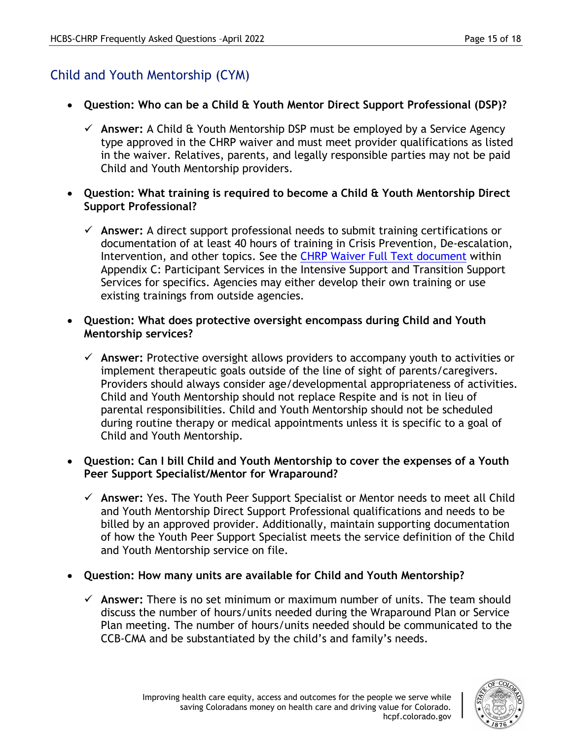## Child and Youth Mentorship (CYM)

- **Question: Who can be a Child & Youth Mentor Direct Support Professional (DSP)?**
  - ✓ **Answer:** A Child & Youth Mentorship DSP must be employed by a Service Agency type approved in the CHRP waiver and must meet provider qualifications as listed in the waiver. Relatives, parents, and legally responsible parties may not be paid Child and Youth Mentorship providers.

- **Question: What training is required to become a Child & Youth Mentorship Direct Support Professional?**
  - ✓ **Answer:** A direct support professional needs to submit training certifications or documentation of at least 40 hours of training in Crisis Prevention, De-escalation, Intervention, and other topics. See the CHRP Waiver Full Text document within Appendix C: Participant Services in the Intensive Support and Transition Support Services for specifics. Agencies may either develop their own training or use existing trainings from outside agencies.

- **Question: What does protective oversight encompass during Child and Youth Mentorship services?**
  - ✓ **Answer:** Protective oversight allows providers to accompany youth to activities or implement therapeutic goals outside of the line of sight of parents/caregivers. Providers should always consider age/developmental appropriateness of activities. Child and Youth Mentorship should not replace Respite and is not in lieu of parental responsibilities. Child and Youth Mentorship should not be scheduled during routine therapy or medical appointments unless it is specific to a goal of Child and Youth Mentorship.

- **Question: Can I bill Child and Youth Mentorship to cover the expenses of a Youth Peer Support Specialist/Mentor for Wraparound?**
  - ✓ **Answer:** Yes. The Youth Peer Support Specialist or Mentor needs to meet all Child and Youth Mentorship Direct Support Professional qualifications and needs to be billed by an approved provider. Additionally, maintain supporting documentation of how the Youth Peer Support Specialist meets the service definition of the Child and Youth Mentorship service on file.

- **Question: How many units are available for Child and Youth Mentorship?**
  - ✓ **Answer:** There is no set minimum or maximum number of units. The team should discuss the number of hours/units needed during the Wraparound Plan or Service Plan meeting. The number of hours/units needed should be communicated to the CCB-CMA and be substantiated by the child's and family's needs.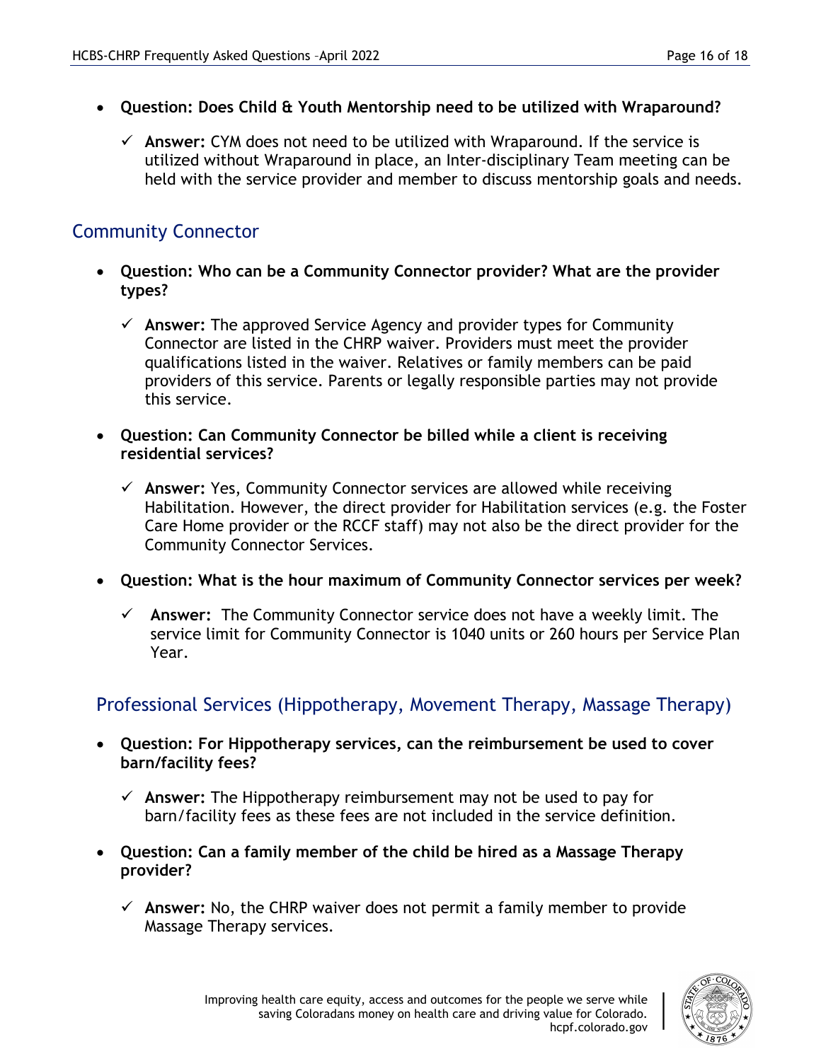- **Question: Does Child & Youth Mentorship need to be utilized with Wraparound?**
  - ✓ **Answer:** CYM does not need to be utilized with Wraparound. If the service is utilized without Wraparound in place, an Inter-disciplinary Team meeting can be held with the service provider and member to discuss mentorship goals and needs.

## Community Connector

- **Question: Who can be a Community Connector provider? What are the provider types?**
  - ✓ **Answer:** The approved Service Agency and provider types for Community Connector are listed in the CHRP waiver. Providers must meet the provider qualifications listed in the waiver. Relatives or family members can be paid providers of this service. Parents or legally responsible parties may not provide this service.
- **Question: Can Community Connector be billed while a client is receiving residential services?**
  - ✓ **Answer:** Yes, Community Connector services are allowed while receiving Habilitation. However, the direct provider for Habilitation services (e.g. the Foster Care Home provider or the RCCF staff) may not also be the direct provider for the Community Connector Services.
- **Question: What is the hour maximum of Community Connector services per week?**
  - ✓ **Answer:** The Community Connector service does not have a weekly limit. The service limit for Community Connector is 1040 units or 260 hours per Service Plan Year.

## Professional Services (Hippotherapy, Movement Therapy, Massage Therapy)

- **Question: For Hippotherapy services, can the reimbursement be used to cover barn/facility fees?**
  - ✓ **Answer:** The Hippotherapy reimbursement may not be used to pay for barn/facility fees as these fees are not included in the service definition.
- **Question: Can a family member of the child be hired as a Massage Therapy provider?**
  - ✓ **Answer:** No, the CHRP waiver does not permit a family member to provide Massage Therapy services.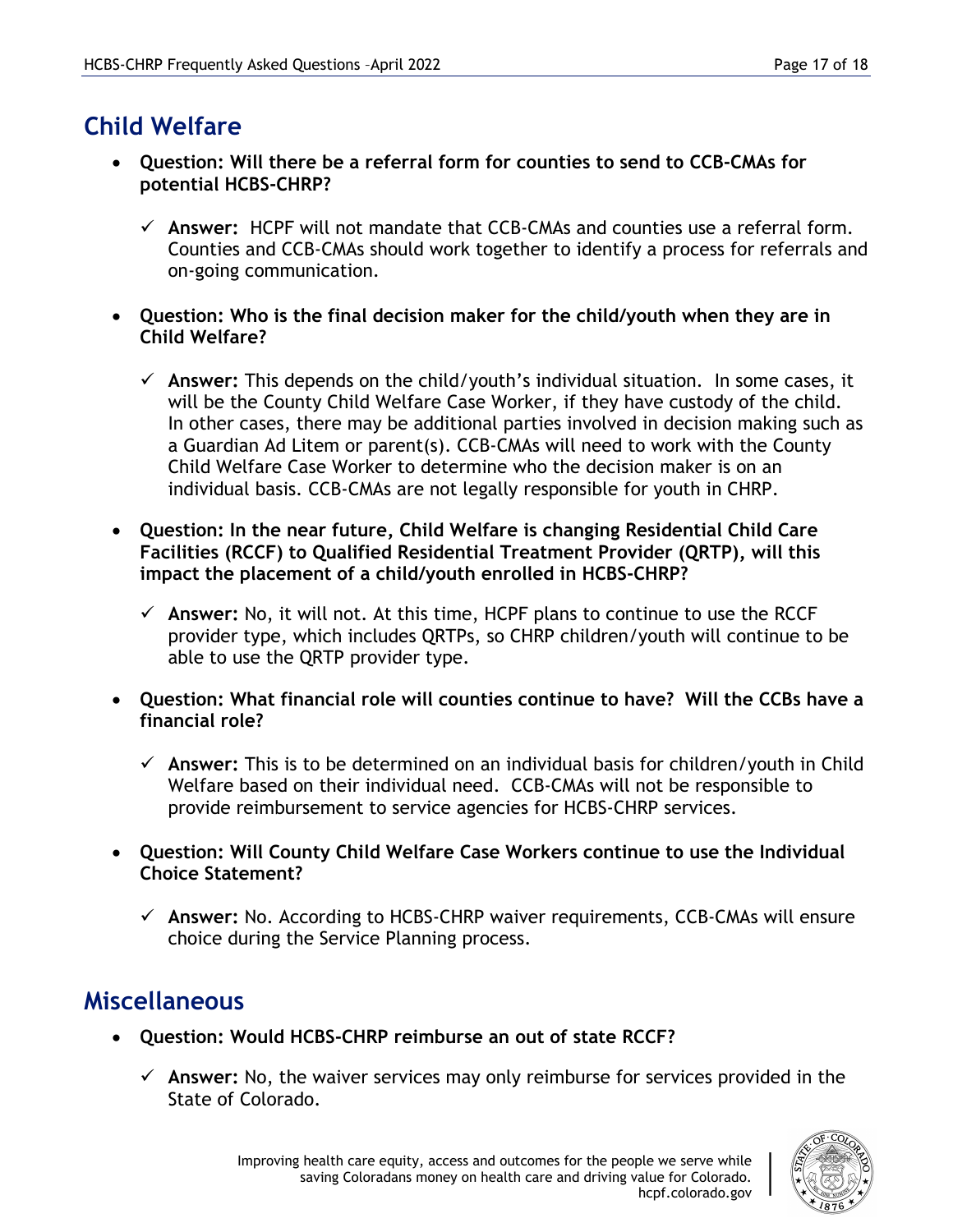## Child Welfare

- **Question: Will there be a referral form for counties to send to CCB-CMAs for potential HCBS-CHRP?**
    - ✓ **Answer:** HCPF will not mandate that CCB-CMAs and counties use a referral form. Counties and CCB-CMAs should work together to identify a process for referrals and on-going communication.

- **Question: Who is the final decision maker for the child/youth when they are in Child Welfare?**
    - ✓ **Answer:** This depends on the child/youth's individual situation. In some cases, it will be the County Child Welfare Case Worker, if they have custody of the child. In other cases, there may be additional parties involved in decision making such as a Guardian Ad Litem or parent(s). CCB-CMAs will need to work with the County Child Welfare Case Worker to determine who the decision maker is on an individual basis. CCB-CMAs are not legally responsible for youth in CHRP.

- **Question: In the near future, Child Welfare is changing Residential Child Care Facilities (RCCF) to Qualified Residential Treatment Provider (QRTP), will this impact the placement of a child/youth enrolled in HCBS-CHRP?**
    - ✓ **Answer:** No, it will not. At this time, HCPF plans to continue to use the RCCF provider type, which includes QRTPs, so CHRP children/youth will continue to be able to use the QRTP provider type.

- **Question: What financial role will counties continue to have? Will the CCBs have a financial role?**
    - ✓ **Answer:** This is to be determined on an individual basis for children/youth in Child Welfare based on their individual need. CCB-CMAs will not be responsible to provide reimbursement to service agencies for HCBS-CHRP services.

- **Question: Will County Child Welfare Case Workers continue to use the Individual Choice Statement?**
    - ✓ **Answer:** No. According to HCBS-CHRP waiver requirements, CCB-CMAs will ensure choice during the Service Planning process.

## Miscellaneous

- **Question: Would HCBS-CHRP reimburse an out of state RCCF?**
    - ✓ **Answer:** No, the waiver services may only reimburse for services provided in the State of Colorado.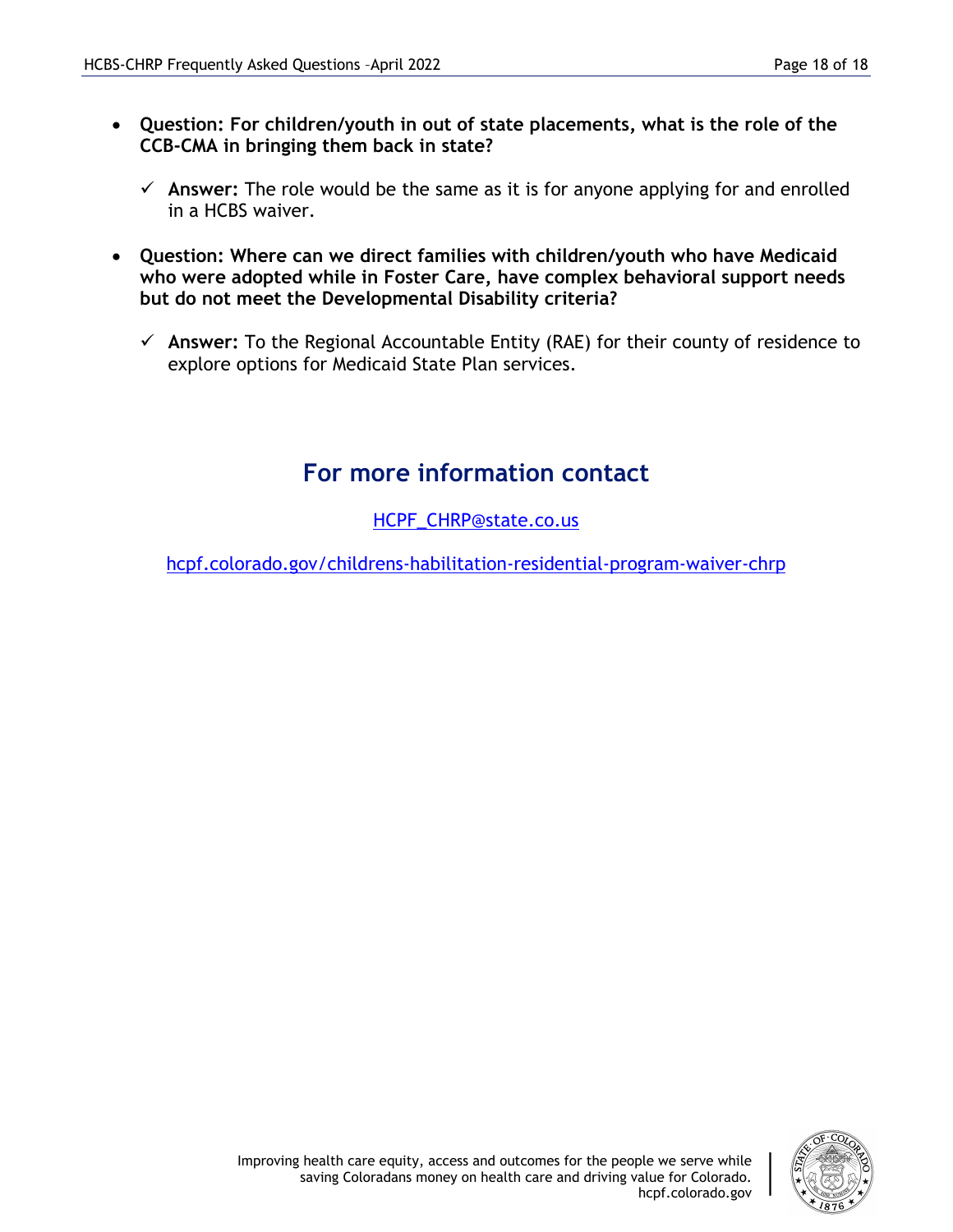- **Question: For children/youth in out of state placements, what is the role of the CCB-CMA in bringing them back in state?**

  - ✓ **Answer:** The role would be the same as it is for anyone applying for and enrolled in a HCBS waiver.

- **Question: Where can we direct families with children/youth who have Medicaid who were adopted while in Foster Care, have complex behavioral support needs but do not meet the Developmental Disability criteria?**

  - ✓ **Answer:** To the Regional Accountable Entity (RAE) for their county of residence to explore options for Medicaid State Plan services.

## For more information contact

HCPF_CHRP@state.co.us

hcpf.colorado.gov/childrens-habilitation-residential-program-waiver-chrp

Improving health care equity, access and outcomes for the people we serve while saving Coloradans money on health care and driving value for Colorado.
hcpf.colorado.gov